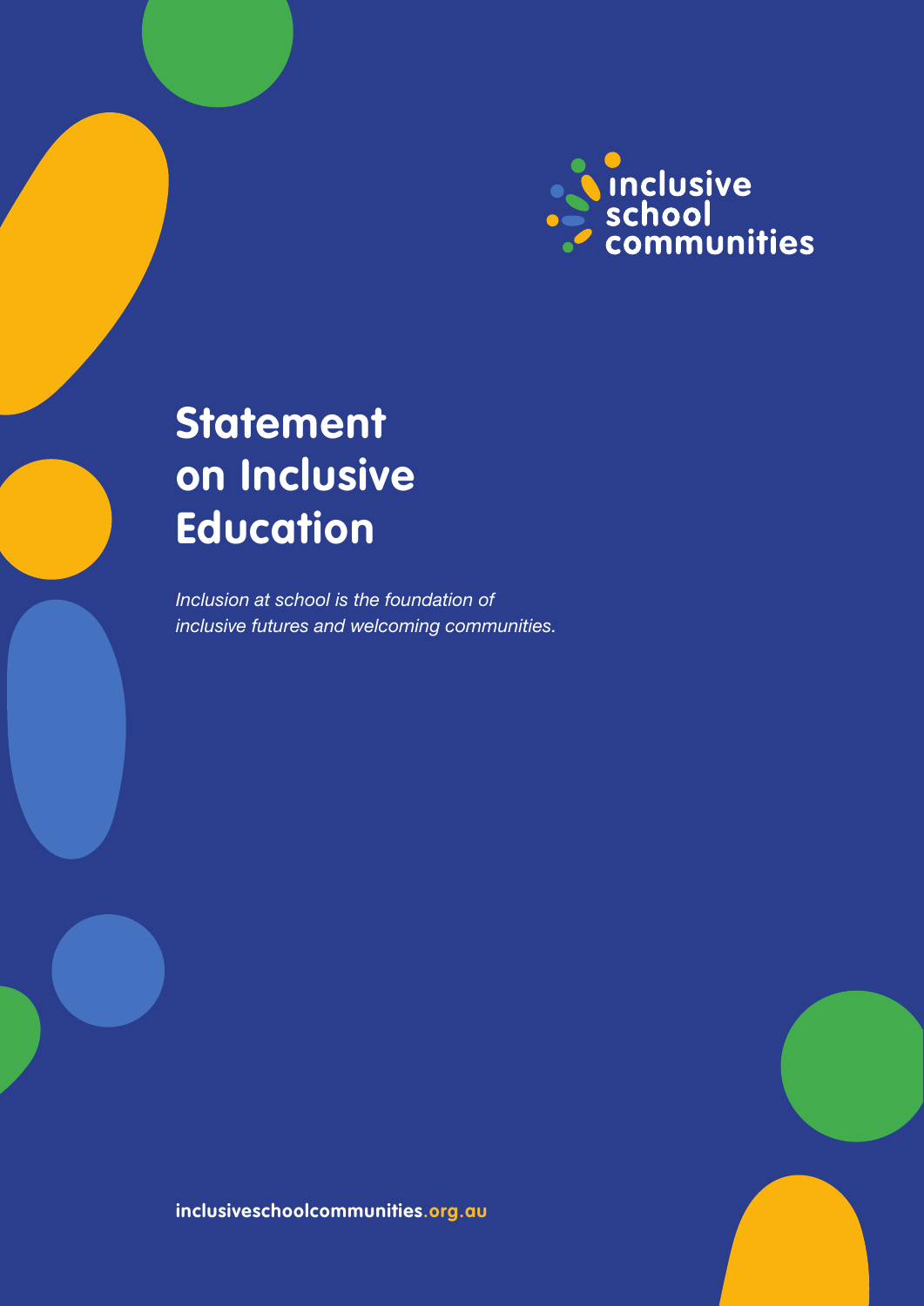inclusive school communities

# Statement on Inclusive Education

*Inclusion at school is the foundation of inclusive futures and welcoming communities.*

**inclusiveschoolcommunities.org.au**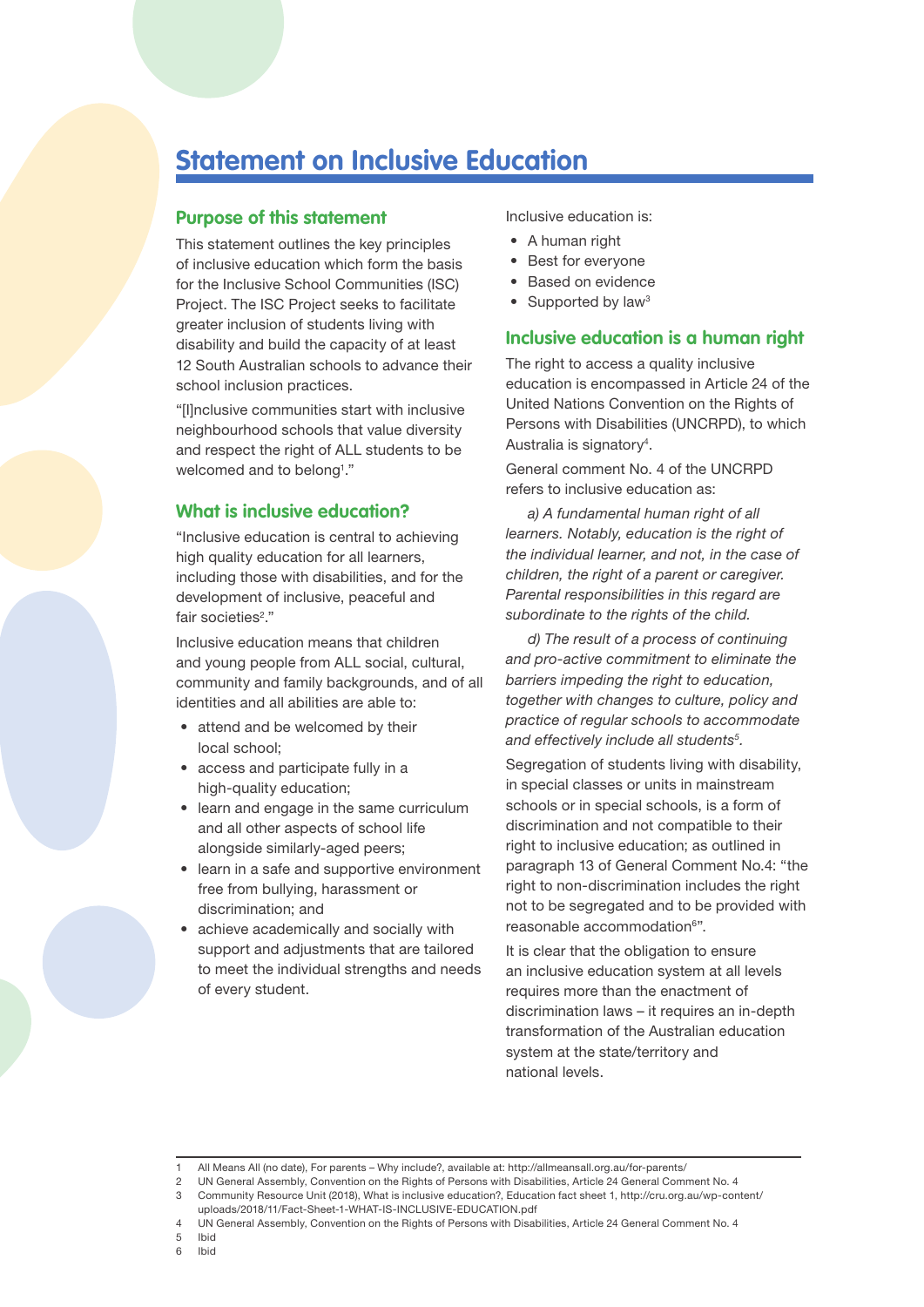# Statement on Inclusive Education

## Purpose of this statement

This statement outlines the key principles of inclusive education which form the basis for the Inclusive School Communities (ISC) Project. The ISC Project seeks to facilitate greater inclusion of students living with disability and build the capacity of at least 12 South Australian schools to advance their school inclusion practices.

"[I]nclusive communities start with inclusive neighbourhood schools that value diversity and respect the right of ALL students to be welcomed and to belong[1]."

## What is inclusive education?

"Inclusive education is central to achieving high quality education for all learners, including those with disabilities, and for the development of inclusive, peaceful and fair societies[2]."

Inclusive education means that children and young people from ALL social, cultural, community and family backgrounds, and of all identities and all abilities are able to:

- attend and be welcomed by their local school;
- access and participate fully in a high-quality education;
- learn and engage in the same curriculum and all other aspects of school life alongside similarly-aged peers;
- learn in a safe and supportive environment free from bullying, harassment or discrimination; and
- achieve academically and socially with support and adjustments that are tailored to meet the individual strengths and needs of every student.

Inclusive education is:

- A human right
- Best for everyone
- Based on evidence
- Supported by law[3]

## Inclusive education is a human right

The right to access a quality inclusive education is encompassed in Article 24 of the United Nations Convention on the Rights of Persons with Disabilities (UNCRPD), to which Australia is signatory[4].

General comment No. 4 of the UNCRPD refers to inclusive education as:

> *a) A fundamental human right of all learners. Notably, education is the right of the individual learner, and not, in the case of children, the right of a parent or caregiver. Parental responsibilities in this regard are subordinate to the rights of the child.*
>
> *d) The result of a process of continuing and pro-active commitment to eliminate the barriers impeding the right to education, together with changes to culture, policy and practice of regular schools to accommodate and effectively include all students[5].*

Segregation of students living with disability, in special classes or units in mainstream schools or in special schools, is a form of discrimination and not compatible to their right to inclusive education; as outlined in paragraph 13 of General Comment No.4: "the right to non-discrimination includes the right not to be segregated and to be provided with reasonable accommodation[6]".

It is clear that the obligation to ensure an inclusive education system at all levels requires more than the enactment of discrimination laws – it requires an in-depth transformation of the Australian education system at the state/territory and national levels.

---

1 All Means All (no date), For parents – Why include?, available at: http://allmeansall.org.au/for-parents/
2 UN General Assembly, Convention on the Rights of Persons with Disabilities, Article 24 General Comment No. 4
3 Community Resource Unit (2018), What is inclusive education?, Education fact sheet 1, http://cru.org.au/wp-content/uploads/2018/11/Fact-Sheet-1-WHAT-IS-INCLUSIVE-EDUCATION.pdf
4 UN General Assembly, Convention on the Rights of Persons with Disabilities, Article 24 General Comment No. 4
5 Ibid
6 Ibid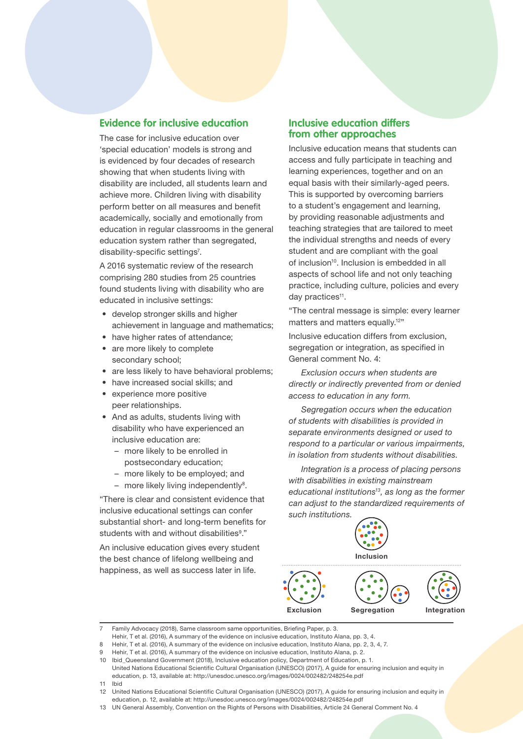## Evidence for inclusive education

The case for inclusive education over 'special education' models is strong and is evidenced by four decades of research showing that when students living with disability are included, all students learn and achieve more. Children living with disability perform better on all measures and benefit academically, socially and emotionally from education in regular classrooms in the general education system rather than segregated, disability-specific settings[7].

A 2016 systematic review of the research comprising 280 studies from 25 countries found students living with disability who are educated in inclusive settings:

- develop stronger skills and higher achievement in language and mathematics;
- have higher rates of attendance;
- are more likely to complete secondary school;
- are less likely to have behavioral problems;
- have increased social skills; and
- experience more positive peer relationships.
- And as adults, students living with disability who have experienced an inclusive education are:
  - more likely to be enrolled in postsecondary education;
  - more likely to be employed; and
  - more likely living independently[8].

"There is clear and consistent evidence that inclusive educational settings can confer substantial short- and long-term benefits for students with and without disabilities[9]."

An inclusive education gives every student the best chance of lifelong wellbeing and happiness, as well as success later in life.

## Inclusive education differs from other approaches

Inclusive education means that students can access and fully participate in teaching and learning experiences, together and on an equal basis with their similarly-aged peers. This is supported by overcoming barriers to a student's engagement and learning, by providing reasonable adjustments and teaching strategies that are tailored to meet the individual strengths and needs of every student and are compliant with the goal of inclusion[10]. Inclusion is embedded in all aspects of school life and not only teaching practice, including culture, policies and every day practices[11].

"The central message is simple: every learner matters and matters equally.[12]"

Inclusive education differs from exclusion, segregation or integration, as specified in General comment No. 4:

*Exclusion occurs when students are directly or indirectly prevented from or denied access to education in any form.*

*Segregation occurs when the education of students with disabilities is provided in separate environments designed or used to respond to a particular or various impairments, in isolation from students without disabilities.*

*Integration is a process of placing persons with disabilities in existing mainstream educational institutions[13], as long as the former can adjust to the standardized requirements of such institutions.*

Inclusion

Exclusion | Segregation | Integration

---

7 Family Advocacy (2018), Same classroom same opportunities, Briefing Paper, p. 3.
Hehir, T et al. (2016), A summary of the evidence on inclusive education, Instituto Alana, pp. 3, 4.

8 Hehir, T et al. (2016), A summary of the evidence on inclusive education, Instituto Alana, pp. 2, 3, 4, 7.

9 Hehir, T et al. (2016), A summary of the evidence on inclusive education, Instituto Alana, p. 2.

10 Ibid_Queensland Government (2018), Inclusive education policy, Department of Education, p. 1.
United Nations Educational Scientific Cultural Organisation (UNESCO) (2017), A guide for ensuring inclusion and equity in education, p. 13, available at: http://unesdoc.unesco.org/images/0024/002482/248254e.pdf

11 Ibid

12 United Nations Educational Scientific Cultural Organisation (UNESCO) (2017), A guide for ensuring inclusion and equity in education, p. 12, available at: http://unesdoc.unesco.org/images/0024/002482/248254e.pdf

13 UN General Assembly, Convention on the Rights of Persons with Disabilities, Article 24 General Comment No. 4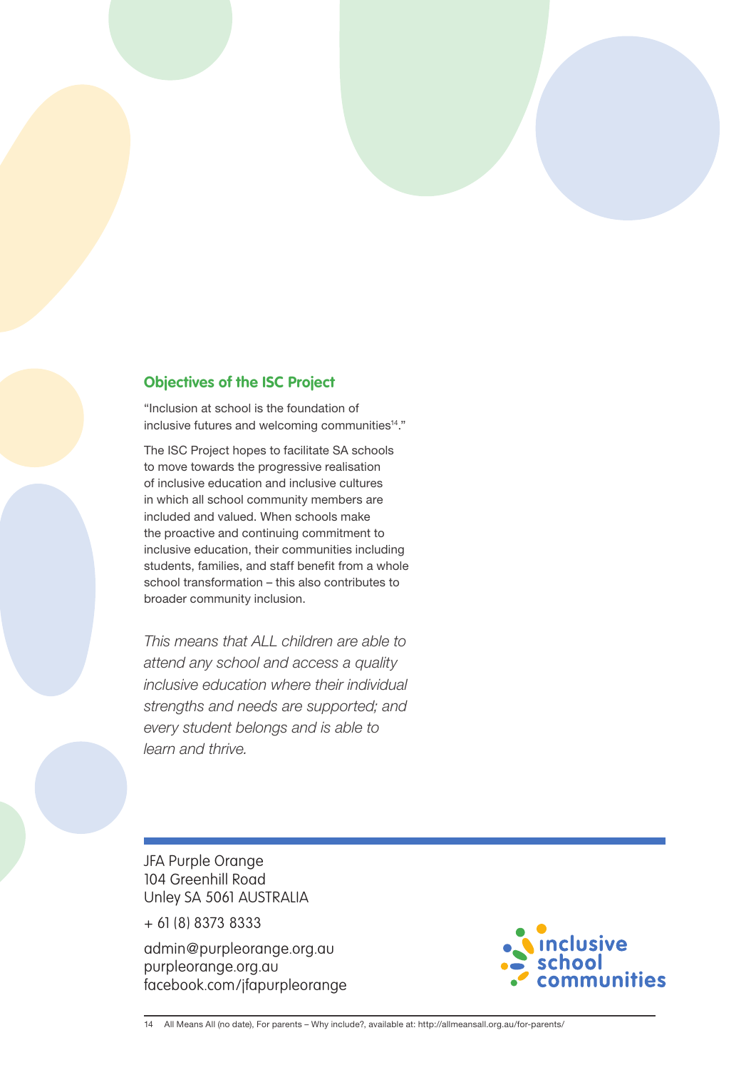## Objectives of the ISC Project

"Inclusion at school is the foundation of inclusive futures and welcoming communities[14]."

The ISC Project hopes to facilitate SA schools to move towards the progressive realisation of inclusive education and inclusive cultures in which all school community members are included and valued. When schools make the proactive and continuing commitment to inclusive education, their communities including students, families, and staff benefit from a whole school transformation – this also contributes to broader community inclusion.

*This means that ALL children are able to attend any school and access a quality inclusive education where their individual strengths and needs are supported; and every student belongs and is able to learn and thrive.*

---

JFA Purple Orange
104 Greenhill Road
Unley SA 5061 AUSTRALIA

+ 61 (8) 8373 8333

admin@purpleorange.org.au
purpleorange.org.au
facebook.com/jfapurpleorange

inclusive school communities

14 All Means All (no date), For parents – Why include?, available at: http://allmeansall.org.au/for-parents/